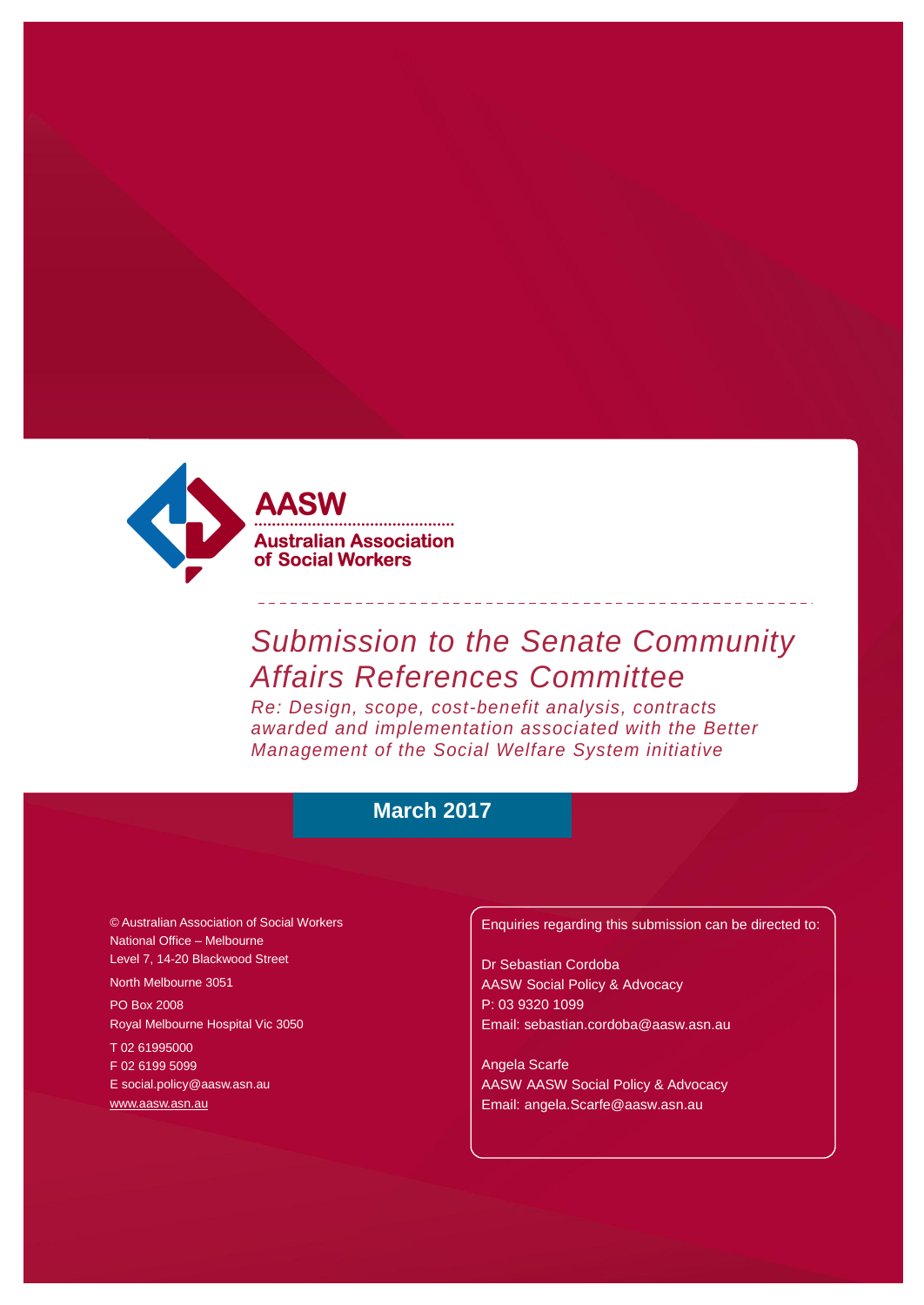**AASW**

**Australian Association of Social Workers**

# *Submission to the Senate Community Affairs References Committee*

*Re: Design, scope, cost-benefit analysis, contracts awarded and implementation associated with the Better Management of the Social Welfare System initiative*

**March 2017**

© Australian Association of Social Workers
National Office – Melbourne
Level 7, 14-20 Blackwood Street
North Melbourne 3051
PO Box 2008
Royal Melbourne Hospital Vic 3050
T 02 61995000
F 02 6199 5099
E social.policy@aasw.asn.au
www.aasw.asn.au

Enquiries regarding this submission can be directed to:

Dr Sebastian Cordoba
AASW Social Policy & Advocacy
P: 03 9320 1099
Email: sebastian.cordoba@aasw.asn.au

Angela Scarfe
AASW AASW Social Policy & Advocacy
Email: angela.Scarfe@aasw.asn.au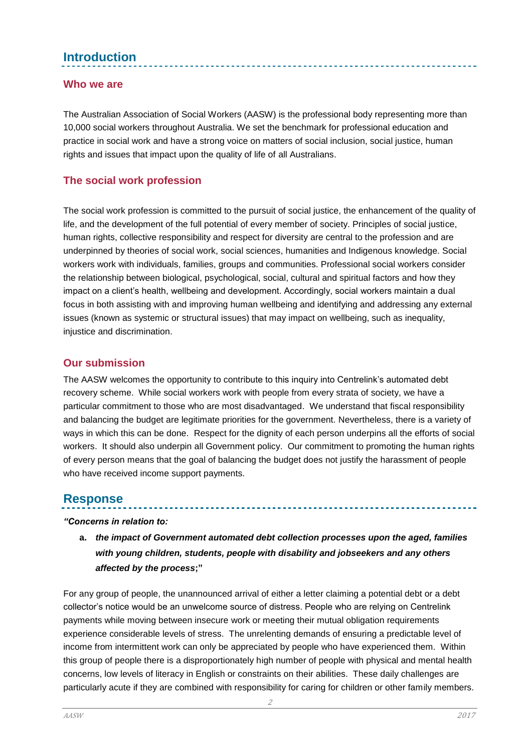# Introduction

## Who we are

The Australian Association of Social Workers (AASW) is the professional body representing more than 10,000 social workers throughout Australia. We set the benchmark for professional education and practice in social work and have a strong voice on matters of social inclusion, social justice, human rights and issues that impact upon the quality of life of all Australians.

## The social work profession

The social work profession is committed to the pursuit of social justice, the enhancement of the quality of life, and the development of the full potential of every member of society. Principles of social justice, human rights, collective responsibility and respect for diversity are central to the profession and are underpinned by theories of social work, social sciences, humanities and Indigenous knowledge. Social workers work with individuals, families, groups and communities. Professional social workers consider the relationship between biological, psychological, social, cultural and spiritual factors and how they impact on a client's health, wellbeing and development. Accordingly, social workers maintain a dual focus in both assisting with and improving human wellbeing and identifying and addressing any external issues (known as systemic or structural issues) that may impact on wellbeing, such as inequality, injustice and discrimination.

## Our submission

The AASW welcomes the opportunity to contribute to this inquiry into Centrelink's automated debt recovery scheme. While social workers work with people from every strata of society, we have a particular commitment to those who are most disadvantaged. We understand that fiscal responsibility and balancing the budget are legitimate priorities for the government. Nevertheless, there is a variety of ways in which this can be done. Respect for the dignity of each person underpins all the efforts of social workers. It should also underpin all Government policy. Our commitment to promoting the human rights of every person means that the goal of balancing the budget does not justify the harassment of people who have received income support payments.

# Response

***"Concerns in relation to:***

**a.** ***the impact of Government automated debt collection processes upon the aged, families with young children, students, people with disability and jobseekers and any others affected by the process*;"**

For any group of people, the unannounced arrival of either a letter claiming a potential debt or a debt collector's notice would be an unwelcome source of distress. People who are relying on Centrelink payments while moving between insecure work or meeting their mutual obligation requirements experience considerable levels of stress. The unrelenting demands of ensuring a predictable level of income from intermittent work can only be appreciated by people who have experienced them. Within this group of people there is a disproportionately high number of people with physical and mental health concerns, low levels of literacy in English or constraints on their abilities. These daily challenges are particularly acute if they are combined with responsibility for caring for children or other family members.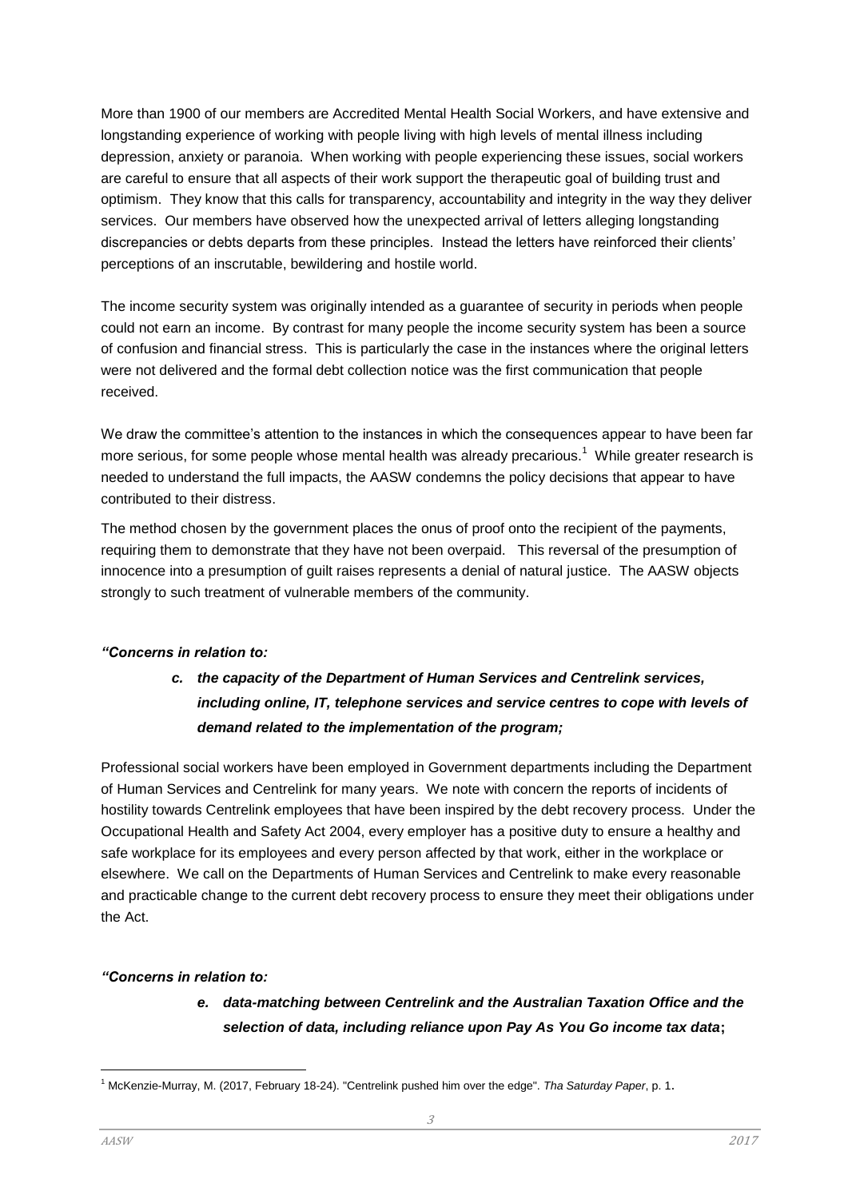More than 1900 of our members are Accredited Mental Health Social Workers, and have extensive and longstanding experience of working with people living with high levels of mental illness including depression, anxiety or paranoia. When working with people experiencing these issues, social workers are careful to ensure that all aspects of their work support the therapeutic goal of building trust and optimism. They know that this calls for transparency, accountability and integrity in the way they deliver services. Our members have observed how the unexpected arrival of letters alleging longstanding discrepancies or debts departs from these principles. Instead the letters have reinforced their clients' perceptions of an inscrutable, bewildering and hostile world.

The income security system was originally intended as a guarantee of security in periods when people could not earn an income. By contrast for many people the income security system has been a source of confusion and financial stress. This is particularly the case in the instances where the original letters were not delivered and the formal debt collection notice was the first communication that people received.

We draw the committee's attention to the instances in which the consequences appear to have been far more serious, for some people whose mental health was already precarious.[1] While greater research is needed to understand the full impacts, the AASW condemns the policy decisions that appear to have contributed to their distress.

The method chosen by the government places the onus of proof onto the recipient of the payments, requiring them to demonstrate that they have not been overpaid. This reversal of the presumption of innocence into a presumption of guilt raises represents a denial of natural justice. The AASW objects strongly to such treatment of vulnerable members of the community.

***"Concerns in relation to:***

> ***c. the capacity of the Department of Human Services and Centrelink services, including online, IT, telephone services and service centres to cope with levels of demand related to the implementation of the program;***

Professional social workers have been employed in Government departments including the Department of Human Services and Centrelink for many years. We note with concern the reports of incidents of hostility towards Centrelink employees that have been inspired by the debt recovery process. Under the Occupational Health and Safety Act 2004, every employer has a positive duty to ensure a healthy and safe workplace for its employees and every person affected by that work, either in the workplace or elsewhere. We call on the Departments of Human Services and Centrelink to make every reasonable and practicable change to the current debt recovery process to ensure they meet their obligations under the Act.

***"Concerns in relation to:***

> ***e. data-matching between Centrelink and the Australian Taxation Office and the selection of data, including reliance upon Pay As You Go income tax data;***

---

[1] McKenzie-Murray, M. (2017, February 18-24). "Centrelink pushed him over the edge". *Tha Saturday Paper*, p. 1.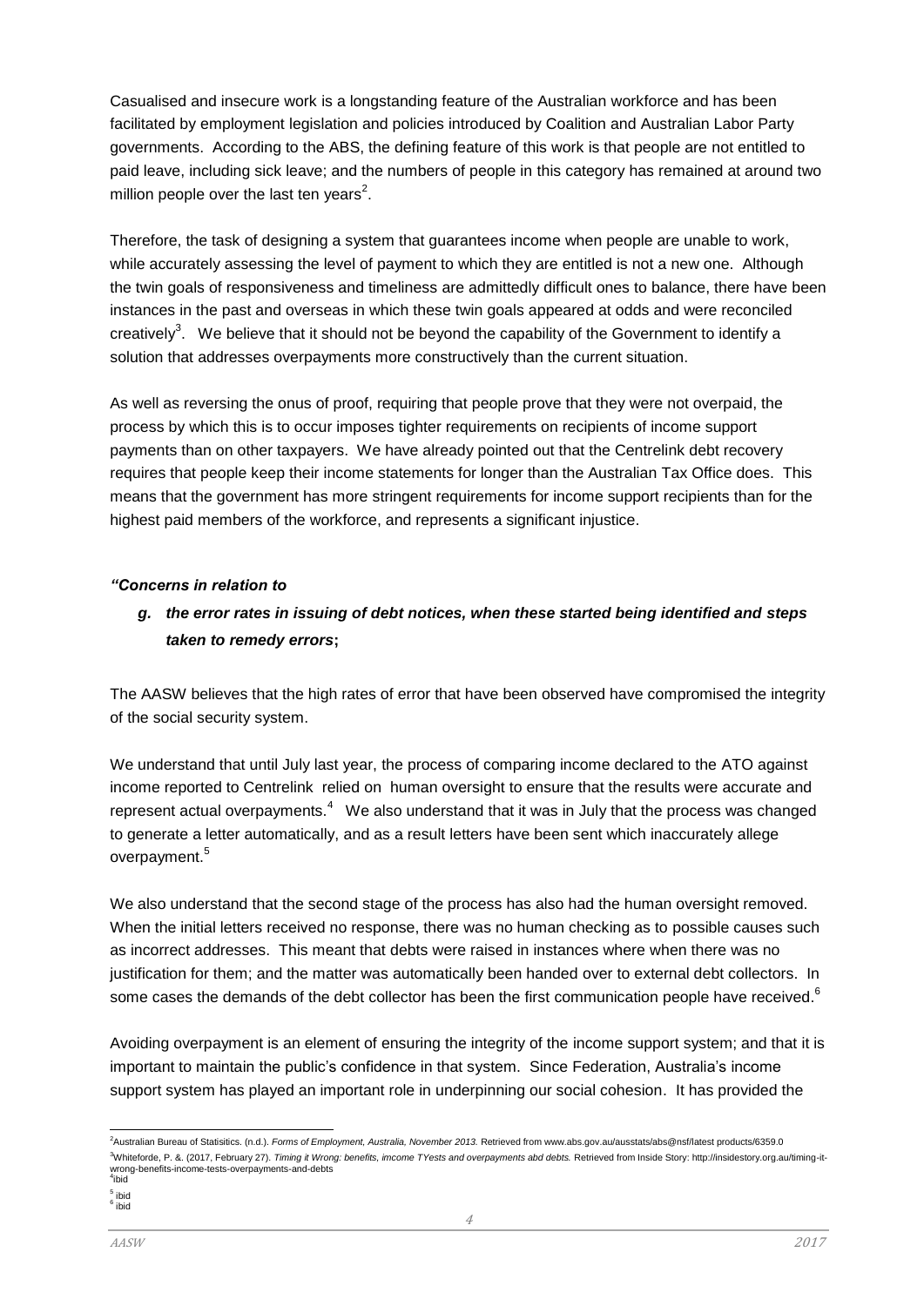Casualised and insecure work is a longstanding feature of the Australian workforce and has been facilitated by employment legislation and policies introduced by Coalition and Australian Labor Party governments. According to the ABS, the defining feature of this work is that people are not entitled to paid leave, including sick leave; and the numbers of people in this category has remained at around two million people over the last ten years[2].

Therefore, the task of designing a system that guarantees income when people are unable to work, while accurately assessing the level of payment to which they are entitled is not a new one. Although the twin goals of responsiveness and timeliness are admittedly difficult ones to balance, there have been instances in the past and overseas in which these twin goals appeared at odds and were reconciled creatively[3]. We believe that it should not be beyond the capability of the Government to identify a solution that addresses overpayments more constructively than the current situation.

As well as reversing the onus of proof, requiring that people prove that they were not overpaid, the process by which this is to occur imposes tighter requirements on recipients of income support payments than on other taxpayers. We have already pointed out that the Centrelink debt recovery requires that people keep their income statements for longer than the Australian Tax Office does. This means that the government has more stringent requirements for income support recipients than for the highest paid members of the workforce, and represents a significant injustice.

***"Concerns in relation to***

***g. the error rates in issuing of debt notices, when these started being identified and steps taken to remedy errors*;**

The AASW believes that the high rates of error that have been observed have compromised the integrity of the social security system.

We understand that until July last year, the process of comparing income declared to the ATO against income reported to Centrelink relied on human oversight to ensure that the results were accurate and represent actual overpayments.[4] We also understand that it was in July that the process was changed to generate a letter automatically, and as a result letters have been sent which inaccurately allege overpayment.[5]

We also understand that the second stage of the process has also had the human oversight removed. When the initial letters received no response, there was no human checking as to possible causes such as incorrect addresses. This meant that debts were raised in instances where when there was no justification for them; and the matter was automatically been handed over to external debt collectors. In some cases the demands of the debt collector has been the first communication people have received.[6]

Avoiding overpayment is an element of ensuring the integrity of the income support system; and that it is important to maintain the public's confidence in that system. Since Federation, Australia's income support system has played an important role in underpinning our social cohesion. It has provided the

---

[2] Australian Bureau of Statisitics. (n.d.). *Forms of Employment, Australia, November 2013.* Retrieved from www.abs.gov.au/ausstats/abs@nsf/latest products/6359.0

[3] Whiteforde, P. &. (2017, February 27). *Timing it Wrong: benefits, imcome TYests and overpayments abd debts.* Retrieved from Inside Story: http://insidestory.org.au/timing-it-wrong-benefits-income-tests-overpayments-and-debts

[4] ibid

[5] ibid

[6] ibid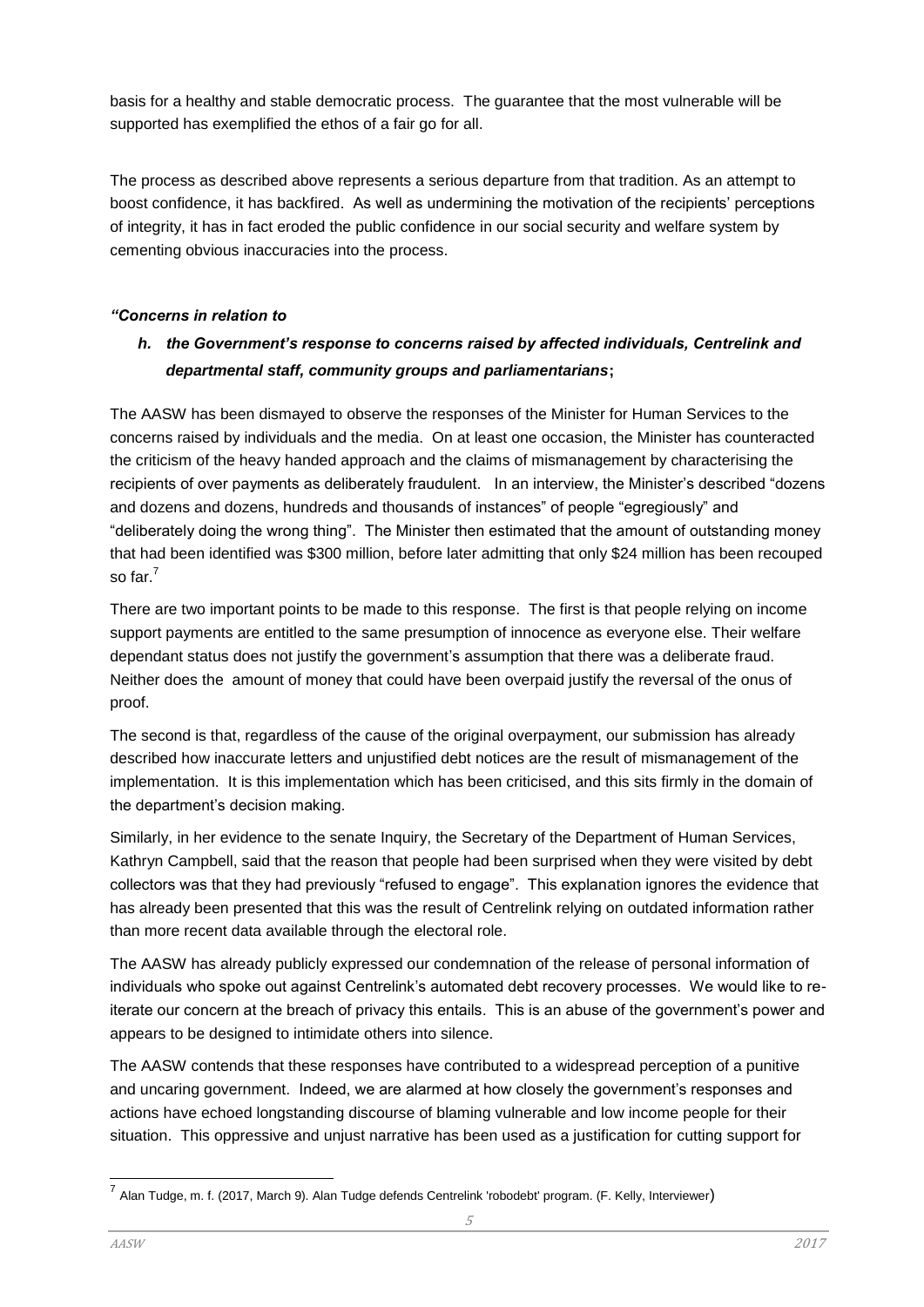basis for a healthy and stable democratic process. The guarantee that the most vulnerable will be supported has exemplified the ethos of a fair go for all.

The process as described above represents a serious departure from that tradition. As an attempt to boost confidence, it has backfired. As well as undermining the motivation of the recipients' perceptions of integrity, it has in fact eroded the public confidence in our social security and welfare system by cementing obvious inaccuracies into the process.

***"Concerns in relation to***

***h. the Government's response to concerns raised by affected individuals, Centrelink and departmental staff, community groups and parliamentarians*;**

The AASW has been dismayed to observe the responses of the Minister for Human Services to the concerns raised by individuals and the media. On at least one occasion, the Minister has counteracted the criticism of the heavy handed approach and the claims of mismanagement by characterising the recipients of over payments as deliberately fraudulent. In an interview, the Minister's described "dozens and dozens and dozens, hundreds and thousands of instances" of people "egregiously" and "deliberately doing the wrong thing". The Minister then estimated that the amount of outstanding money that had been identified was $300 million, before later admitting that only $24 million has been recouped so far.[7]

There are two important points to be made to this response. The first is that people relying on income support payments are entitled to the same presumption of innocence as everyone else. Their welfare dependant status does not justify the government's assumption that there was a deliberate fraud. Neither does the amount of money that could have been overpaid justify the reversal of the onus of proof.

The second is that, regardless of the cause of the original overpayment, our submission has already described how inaccurate letters and unjustified debt notices are the result of mismanagement of the implementation. It is this implementation which has been criticised, and this sits firmly in the domain of the department's decision making.

Similarly, in her evidence to the senate Inquiry, the Secretary of the Department of Human Services, Kathryn Campbell, said that the reason that people had been surprised when they were visited by debt collectors was that they had previously "refused to engage". This explanation ignores the evidence that has already been presented that this was the result of Centrelink relying on outdated information rather than more recent data available through the electoral role.

The AASW has already publicly expressed our condemnation of the release of personal information of individuals who spoke out against Centrelink's automated debt recovery processes. We would like to re-iterate our concern at the breach of privacy this entails. This is an abuse of the government's power and appears to be designed to intimidate others into silence.

The AASW contends that these responses have contributed to a widespread perception of a punitive and uncaring government. Indeed, we are alarmed at how closely the government's responses and actions have echoed longstanding discourse of blaming vulnerable and low income people for their situation. This oppressive and unjust narrative has been used as a justification for cutting support for

---

[7] Alan Tudge, m. f. (2017, March 9). Alan Tudge defends Centrelink 'robodebt' program. (F. Kelly, Interviewer)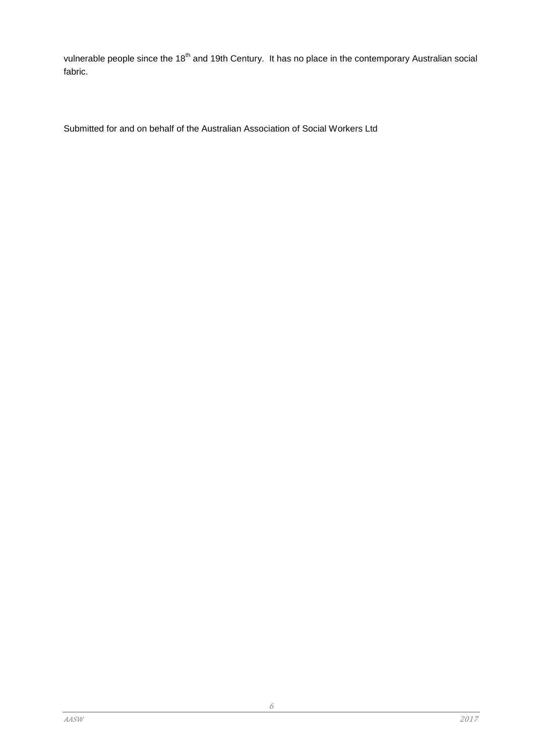vulnerable people since the 18th and 19th Century. It has no place in the contemporary Australian social fabric.

Submitted for and on behalf of the Australian Association of Social Workers Ltd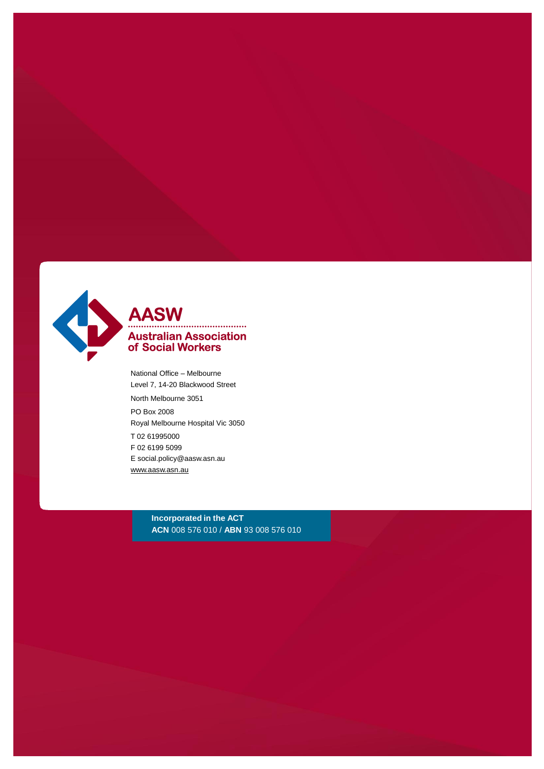**AASW**

**Australian Association of Social Workers**

National Office – Melbourne
Level 7, 14-20 Blackwood Street
North Melbourne 3051
PO Box 2008
Royal Melbourne Hospital Vic 3050
T 02 61995000
F 02 6199 5099
E social.policy@aasw.asn.au
www.aasw.asn.au

**Incorporated in the ACT**
**ACN** 008 576 010 / **ABN** 93 008 576 010